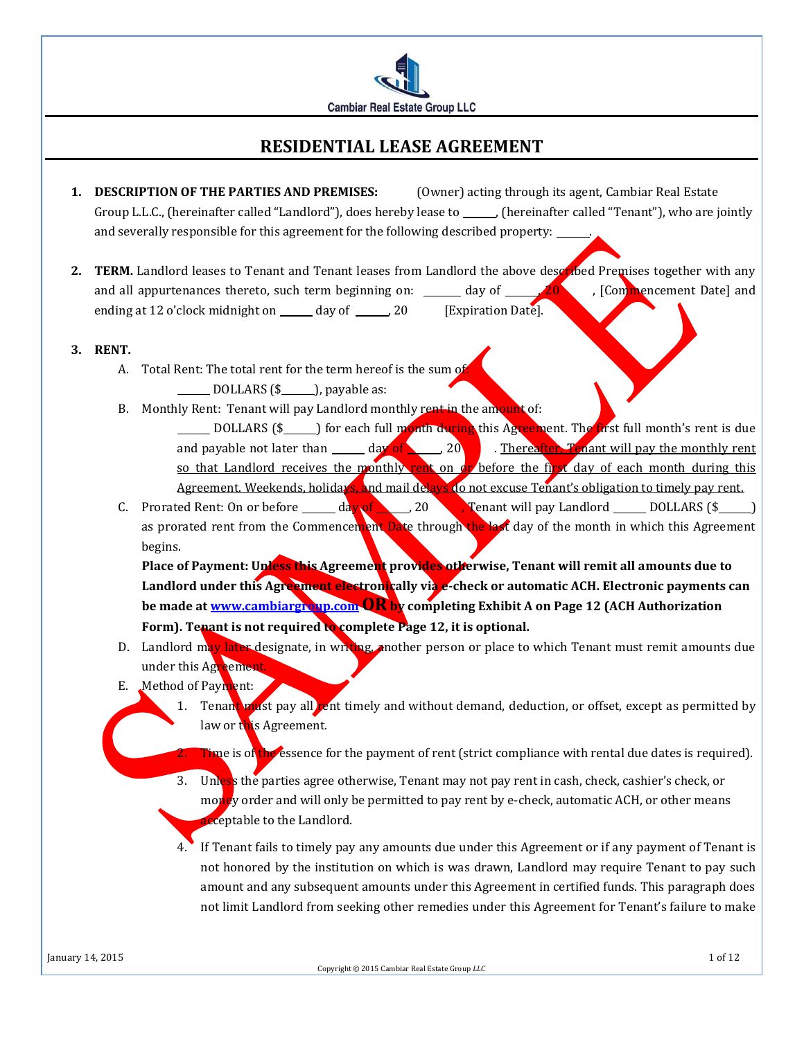Cambiar Real Estate Group LLC

# RESIDENTIAL LEASE AGREEMENT

1. **DESCRIPTION OF THE PARTIES AND PREMISES:** (Owner) acting through its agent, Cambiar Real Estate Group L.L.C., (hereinafter called "Landlord"), does hereby lease to ______, (hereinafter called "Tenant"), who are jointly and severally responsible for this agreement for the following described property: ______.

2. **TERM.** Landlord leases to Tenant and Tenant leases from Landlord the above described Premises together with any and all appurtenances thereto, such term beginning on: ______ day of ______, 20 , [Commencement Date] and ending at 12 o'clock midnight on ______ day of ______, 20 [Expiration Date].

3. **RENT.**
   - A. Total Rent: The total rent for the term hereof is the sum of:
     ______ DOLLARS ($______), payable as:
   - B. Monthly Rent: Tenant will pay Landlord monthly rent in the amount of:
     ______ DOLLARS ($______) for each full month during this Agreement. The first full month's rent is due and payable not later than ______ day of ______, 20 . <u>Thereafter, Tenant will pay the monthly rent so that Landlord receives the monthly rent on or before the first day of each month during this Agreement. Weekends, holidays, and mail delays do not excuse Tenant's obligation to timely pay rent.</u>
   - C. Prorated Rent: On or before ______ day of ______, 20 , Tenant will pay Landlord ______ DOLLARS ($______) as prorated rent from the Commencement Date through the last day of the month in which this Agreement begins.

     **Place of Payment: Unless this Agreement provides otherwise, Tenant will remit all amounts due to Landlord under this Agreement electronically via e-check or automatic ACH. Electronic payments can be made at [www.cambiargroup.com](http://www.cambiargroup.com) OR by completing Exhibit A on Page 12 (ACH Authorization Form). Tenant is not required to complete Page 12, it is optional.**
   - D. Landlord may later designate, in writing, another person or place to which Tenant must remit amounts due under this Agreement.
   - E. Method of Payment:
     1. Tenant must pay all rent timely and without demand, deduction, or offset, except as permitted by law or this Agreement.
     2. Time is of the essence for the payment of rent (strict compliance with rental due dates is required).
     3. Unless the parties agree otherwise, Tenant may not pay rent in cash, check, cashier's check, or money order and will only be permitted to pay rent by e-check, automatic ACH, or other means acceptable to the Landlord.
     4. If Tenant fails to timely pay any amounts due under this Agreement or if any payment of Tenant is not honored by the institution on which is was drawn, Landlord may require Tenant to pay such amount and any subsequent amounts under this Agreement in certified funds. This paragraph does not limit Landlord from seeking other remedies under this Agreement for Tenant's failure to make

SAMPLE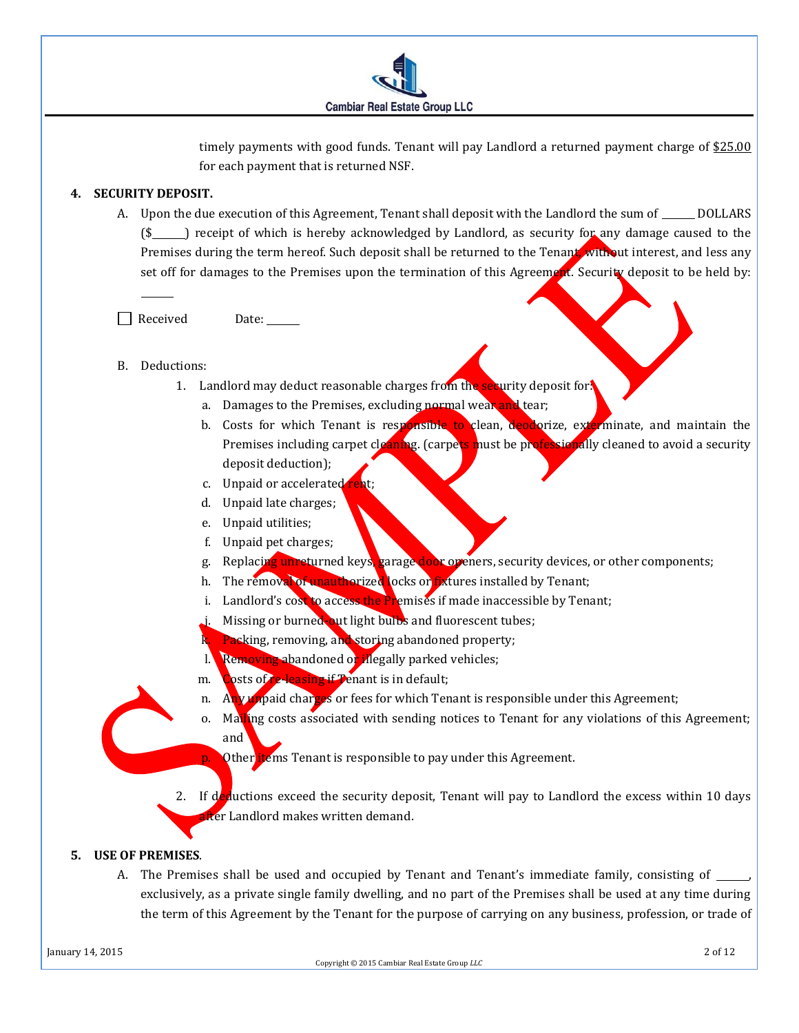timely payments with good funds. Tenant will pay Landlord a returned payment charge of $25.00 for each payment that is returned NSF.

**4. SECURITY DEPOSIT.**

A. Upon the due execution of this Agreement, Tenant shall deposit with the Landlord the sum of ______ DOLLARS ($______) receipt of which is hereby acknowledged by Landlord, as security for any damage caused to the Premises during the term hereof. Such deposit shall be returned to the Tenant, without interest, and less any set off for damages to the Premises upon the termination of this Agreement. Security deposit to be held by: ______

☐ Received Date: ______

B. Deductions:

1. Landlord may deduct reasonable charges from the security deposit for:
   a. Damages to the Premises, excluding normal wear and tear;
   b. Costs for which Tenant is responsible to clean, deodorize, exterminate, and maintain the Premises including carpet cleaning. (carpets must be professionally cleaned to avoid a security deposit deduction);
   c. Unpaid or accelerated rent;
   d. Unpaid late charges;
   e. Unpaid utilities;
   f. Unpaid pet charges;
   g. Replacing unreturned keys, garage door openers, security devices, or other components;
   h. The removal of unauthorized locks or fixtures installed by Tenant;
   i. Landlord's cost to access the Premises if made inaccessible by Tenant;
   j. Missing or burned-out light bulbs and fluorescent tubes;
   k. Packing, removing, and storing abandoned property;
   l. Removing abandoned or illegally parked vehicles;
   m. Costs of re-leasing if Tenant is in default;
   n. Any unpaid charges or fees for which Tenant is responsible under this Agreement;
   o. Mailing costs associated with sending notices to Tenant for any violations of this Agreement; and
   p. Other items Tenant is responsible to pay under this Agreement.

2. If deductions exceed the security deposit, Tenant will pay to Landlord the excess within 10 days after Landlord makes written demand.

**5. USE OF PREMISES.**

A. The Premises shall be used and occupied by Tenant and Tenant's immediate family, consisting of ______, exclusively, as a private single family dwelling, and no part of the Premises shall be used at any time during the term of this Agreement by the Tenant for the purpose of carrying on any business, profession, or trade of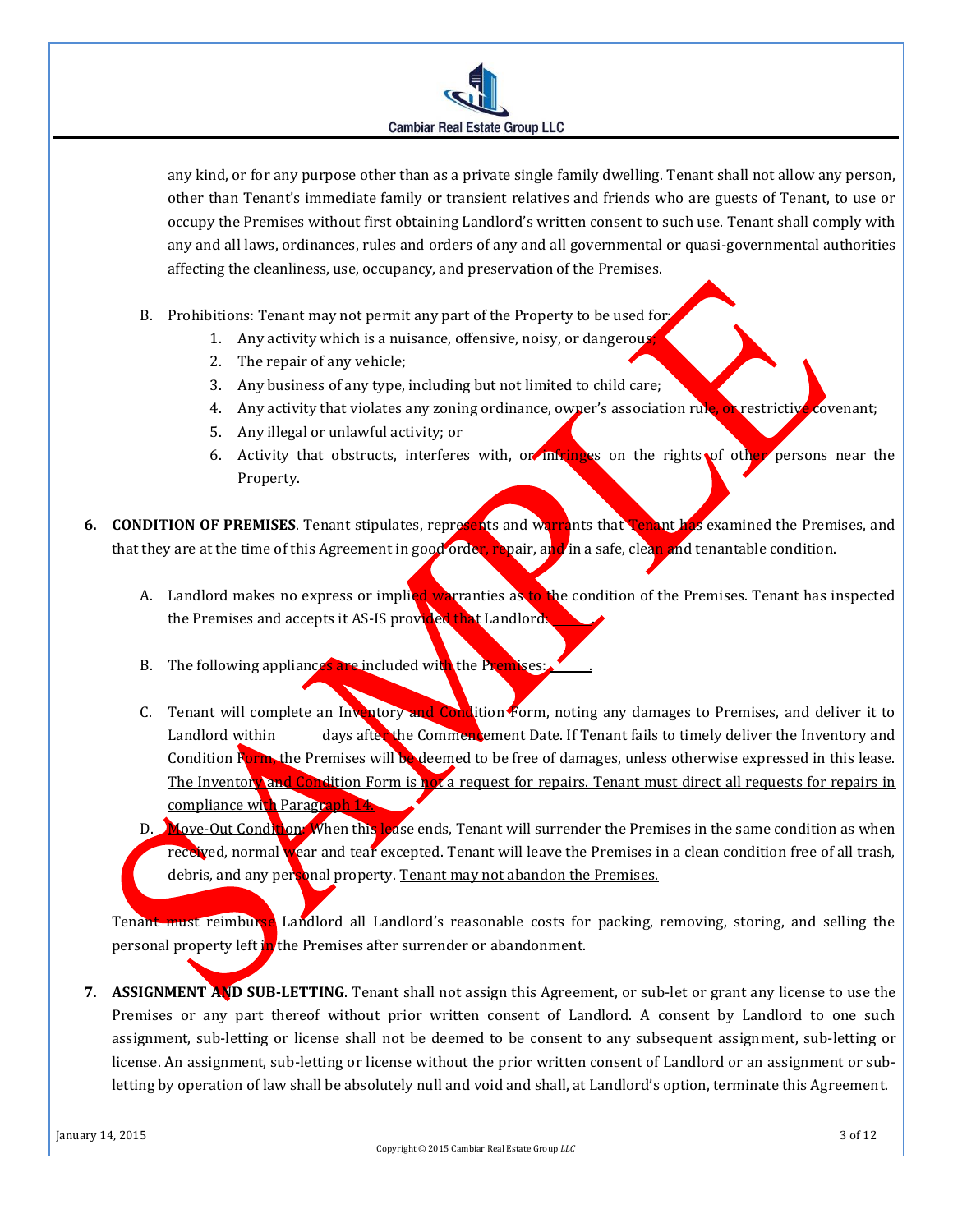any kind, or for any purpose other than as a private single family dwelling. Tenant shall not allow any person, other than Tenant's immediate family or transient relatives and friends who are guests of Tenant, to use or occupy the Premises without first obtaining Landlord's written consent to such use. Tenant shall comply with any and all laws, ordinances, rules and orders of any and all governmental or quasi-governmental authorities affecting the cleanliness, use, occupancy, and preservation of the Premises.

B. Prohibitions: Tenant may not permit any part of the Property to be used for:
   1. Any activity which is a nuisance, offensive, noisy, or dangerous;
   2. The repair of any vehicle;
   3. Any business of any type, including but not limited to child care;
   4. Any activity that violates any zoning ordinance, owner's association rule, or restrictive covenant;
   5. Any illegal or unlawful activity; or
   6. Activity that obstructs, interferes with, or infringes on the rights of other persons near the Property.

6. **CONDITION OF PREMISES**. Tenant stipulates, represents and warrants that Tenant has examined the Premises, and that they are at the time of this Agreement in good order, repair, and in a safe, clean and tenantable condition.

   A. Landlord makes no express or implied warranties as to the condition of the Premises. Tenant has inspected the Premises and accepts it AS-IS provided that Landlord: ______.

   B. The following appliances are included with the Premises: ______.

   C. Tenant will complete an Inventory and Condition Form, noting any damages to Premises, and deliver it to Landlord within ______ days after the Commencement Date. If Tenant fails to timely deliver the Inventory and Condition Form, the Premises will be deemed to be free of damages, unless otherwise expressed in this lease. <u>The Inventory and Condition Form is not a request for repairs. Tenant must direct all requests for repairs in compliance with Paragraph 14.</u>

   D. <u>Move-Out Condition</u>: When this lease ends, Tenant will surrender the Premises in the same condition as when received, normal wear and tear excepted. Tenant will leave the Premises in a clean condition free of all trash, debris, and any personal property. <u>Tenant may not abandon the Premises.</u>

   Tenant must reimburse Landlord all Landlord's reasonable costs for packing, removing, storing, and selling the personal property left in the Premises after surrender or abandonment.

7. **ASSIGNMENT AND SUB-LETTING**. Tenant shall not assign this Agreement, or sub-let or grant any license to use the Premises or any part thereof without prior written consent of Landlord. A consent by Landlord to one such assignment, sub-letting or license shall not be deemed to be consent to any subsequent assignment, sub-letting or license. An assignment, sub-letting or license without the prior written consent of Landlord or an assignment or sub-letting by operation of law shall be absolutely null and void and shall, at Landlord's option, terminate this Agreement.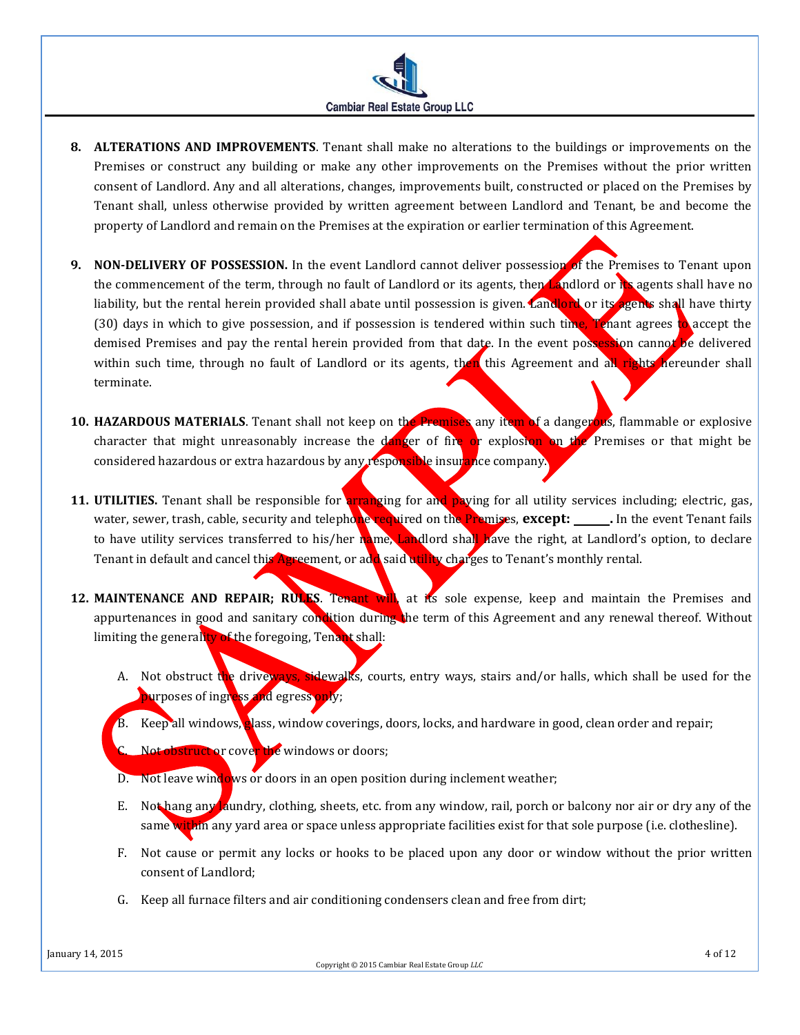**8. ALTERATIONS AND IMPROVEMENTS**. Tenant shall make no alterations to the buildings or improvements on the Premises or construct any building or make any other improvements on the Premises without the prior written consent of Landlord. Any and all alterations, changes, improvements built, constructed or placed on the Premises by Tenant shall, unless otherwise provided by written agreement between Landlord and Tenant, be and become the property of Landlord and remain on the Premises at the expiration or earlier termination of this Agreement.

**9. NON-DELIVERY OF POSSESSION.** In the event Landlord cannot deliver possession of the Premises to Tenant upon the commencement of the term, through no fault of Landlord or its agents, then Landlord or its agents shall have no liability, but the rental herein provided shall abate until possession is given. Landlord or its agents shall have thirty (30) days in which to give possession, and if possession is tendered within such time, Tenant agrees to accept the demised Premises and pay the rental herein provided from that date. In the event possession cannot be delivered within such time, through no fault of Landlord or its agents, then this Agreement and all rights hereunder shall terminate.

**10. HAZARDOUS MATERIALS**. Tenant shall not keep on the Premises any item of a dangerous, flammable or explosive character that might unreasonably increase the danger of fire or explosion on the Premises or that might be considered hazardous or extra hazardous by any responsible insurance company.

**11. UTILITIES.** Tenant shall be responsible for arranging for and paying for all utility services including; electric, gas, water, sewer, trash, cable, security and telephone required on the Premises, **except: ______.** In the event Tenant fails to have utility services transferred to his/her name, Landlord shall have the right, at Landlord's option, to declare Tenant in default and cancel this Agreement, or add said utility charges to Tenant's monthly rental.

**12. MAINTENANCE AND REPAIR; RULES**. Tenant will, at its sole expense, keep and maintain the Premises and appurtenances in good and sanitary condition during the term of this Agreement and any renewal thereof. Without limiting the generality of the foregoing, Tenant shall:

A. Not obstruct the driveways, sidewalks, courts, entry ways, stairs and/or halls, which shall be used for the purposes of ingress and egress only;

B. Keep all windows, glass, window coverings, doors, locks, and hardware in good, clean order and repair;

C. Not obstruct or cover the windows or doors;

D. Not leave windows or doors in an open position during inclement weather;

E. Not hang any laundry, clothing, sheets, etc. from any window, rail, porch or balcony nor air or dry any of the same within any yard area or space unless appropriate facilities exist for that sole purpose (i.e. clothesline).

F. Not cause or permit any locks or hooks to be placed upon any door or window without the prior written consent of Landlord;

G. Keep all furnace filters and air conditioning condensers clean and free from dirt;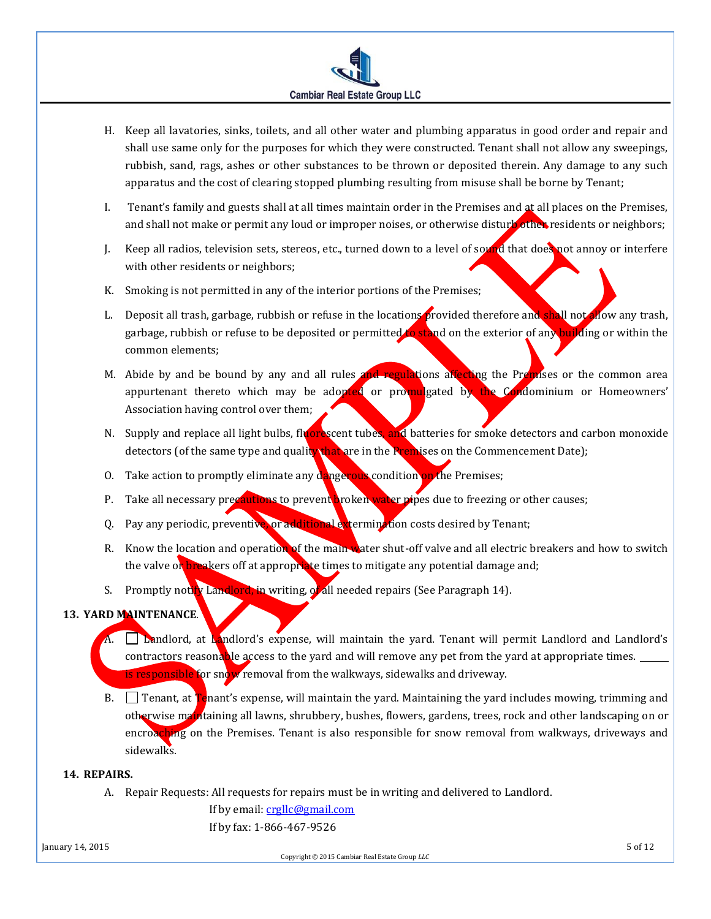H. Keep all lavatories, sinks, toilets, and all other water and plumbing apparatus in good order and repair and shall use same only for the purposes for which they were constructed. Tenant shall not allow any sweepings, rubbish, sand, rags, ashes or other substances to be thrown or deposited therein. Any damage to any such apparatus and the cost of clearing stopped plumbing resulting from misuse shall be borne by Tenant;

I. Tenant's family and guests shall at all times maintain order in the Premises and at all places on the Premises, and shall not make or permit any loud or improper noises, or otherwise disturb other residents or neighbors;

J. Keep all radios, television sets, stereos, etc., turned down to a level of sound that does not annoy or interfere with other residents or neighbors;

K. Smoking is not permitted in any of the interior portions of the Premises;

L. Deposit all trash, garbage, rubbish or refuse in the locations provided therefore and shall not allow any trash, garbage, rubbish or refuse to be deposited or permitted to stand on the exterior of any building or within the common elements;

M. Abide by and be bound by any and all rules and regulations affecting the Premises or the common area appurtenant thereto which may be adopted or promulgated by the Condominium or Homeowners' Association having control over them;

N. Supply and replace all light bulbs, fluorescent tubes, and batteries for smoke detectors and carbon monoxide detectors (of the same type and quality that are in the Premises on the Commencement Date);

O. Take action to promptly eliminate any dangerous condition on the Premises;

P. Take all necessary precautions to prevent broken water pipes due to freezing or other causes;

Q. Pay any periodic, preventive, or additional extermination costs desired by Tenant;

R. Know the location and operation of the main water shut-off valve and all electric breakers and how to switch the valve or breakers off at appropriate times to mitigate any potential damage and;

S. Promptly notify Landlord, in writing, of all needed repairs (See Paragraph 14).

**13. YARD MAINTENANCE.**

A. ☐ Landlord, at Landlord's expense, will maintain the yard. Tenant will permit Landlord and Landlord's contractors reasonable access to the yard and will remove any pet from the yard at appropriate times. ______ is responsible for snow removal from the walkways, sidewalks and driveway.

B. ☐ Tenant, at Tenant's expense, will maintain the yard. Maintaining the yard includes mowing, trimming and otherwise maintaining all lawns, shrubbery, bushes, flowers, gardens, trees, rock and other landscaping on or encroaching on the Premises. Tenant is also responsible for snow removal from walkways, driveways and sidewalks.

**14. REPAIRS.**

A. Repair Requests: All requests for repairs must be in writing and delivered to Landlord.

If by email: crgllc@gmail.com

If by fax: 1-866-467-9526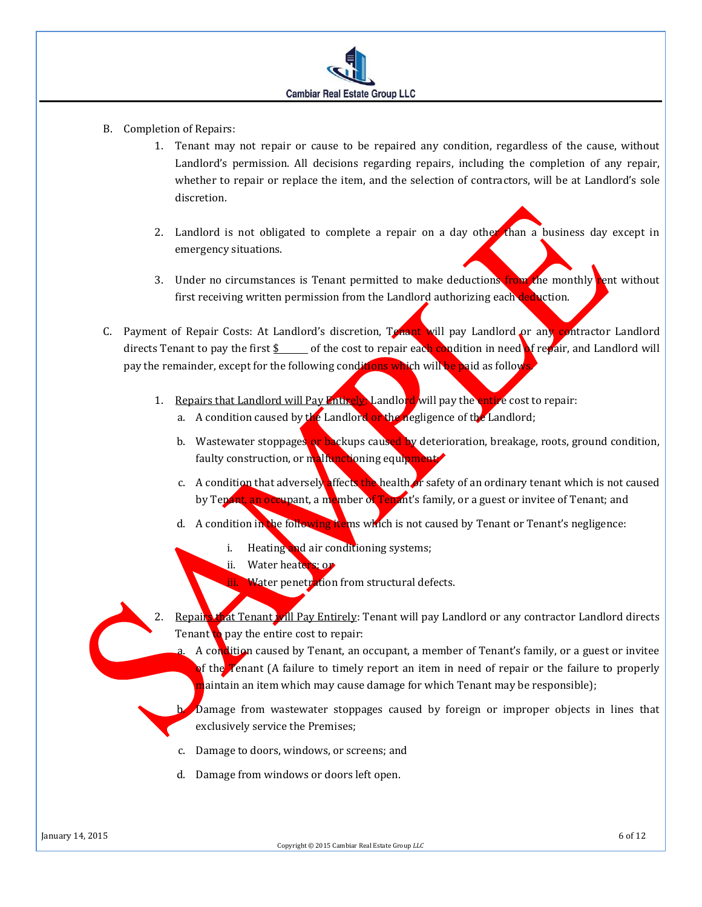B. Completion of Repairs:

1. Tenant may not repair or cause to be repaired any condition, regardless of the cause, without Landlord's permission. All decisions regarding repairs, including the completion of any repair, whether to repair or replace the item, and the selection of contractors, will be at Landlord's sole discretion.

2. Landlord is not obligated to complete a repair on a day other than a business day except in emergency situations.

3. Under no circumstances is Tenant permitted to make deductions from the monthly rent without first receiving written permission from the Landlord authorizing each deduction.

C. Payment of Repair Costs: At Landlord's discretion, Tenant will pay Landlord or any contractor Landlord directs Tenant to pay the first $______ of the cost to repair each condition in need of repair, and Landlord will pay the remainder, except for the following conditions which will be paid as follows:

1. Repairs that Landlord will Pay Entirely: Landlord will pay the entire cost to repair:
   a. A condition caused by the Landlord or the negligence of the Landlord;
   b. Wastewater stoppages or backups caused by deterioration, breakage, roots, ground condition, faulty construction, or malfunctioning equipment;
   c. A condition that adversely affects the health or safety of an ordinary tenant which is not caused by Tenant, an occupant, a member of Tenant's family, or a guest or invitee of Tenant; and
   d. A condition in the following items which is not caused by Tenant or Tenant's negligence:
      i. Heating and air conditioning systems;
      ii. Water heaters; or
      iii. Water penetration from structural defects.

2. Repairs that Tenant will Pay Entirely: Tenant will pay Landlord or any contractor Landlord directs Tenant to pay the entire cost to repair:
   a. A condition caused by Tenant, an occupant, a member of Tenant's family, or a guest or invitee of the Tenant (A failure to timely report an item in need of repair or the failure to properly maintain an item which may cause damage for which Tenant may be responsible);
   b. Damage from wastewater stoppages caused by foreign or improper objects in lines that exclusively service the Premises;
   c. Damage to doors, windows, or screens; and
   d. Damage from windows or doors left open.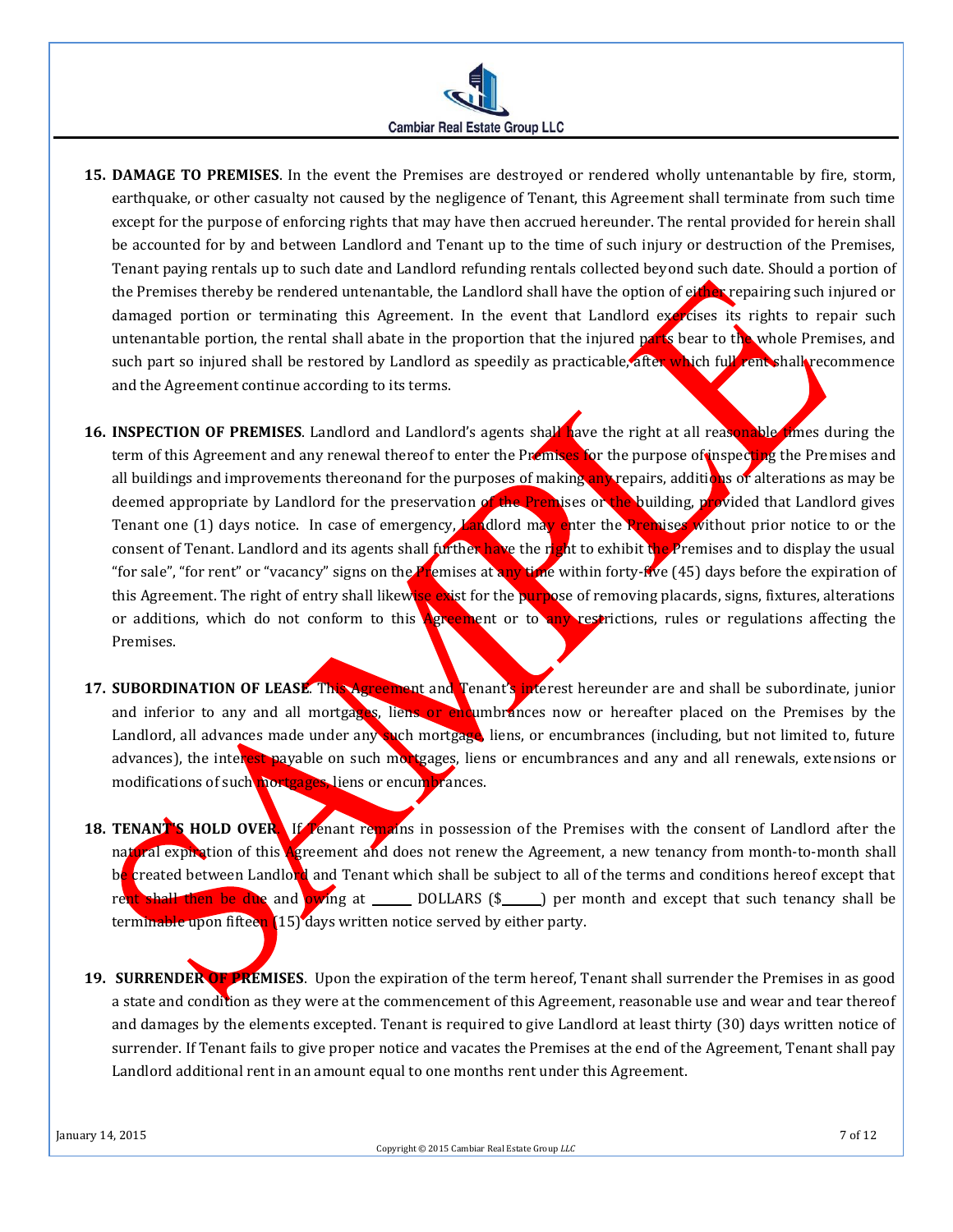**15. DAMAGE TO PREMISES**. In the event the Premises are destroyed or rendered wholly untenantable by fire, storm, earthquake, or other casualty not caused by the negligence of Tenant, this Agreement shall terminate from such time except for the purpose of enforcing rights that may have then accrued hereunder. The rental provided for herein shall be accounted for by and between Landlord and Tenant up to the time of such injury or destruction of the Premises, Tenant paying rentals up to such date and Landlord refunding rentals collected beyond such date. Should a portion of the Premises thereby be rendered untenantable, the Landlord shall have the option of either repairing such injured or damaged portion or terminating this Agreement. In the event that Landlord exercises its rights to repair such untenantable portion, the rental shall abate in the proportion that the injured parts bear to the whole Premises, and such part so injured shall be restored by Landlord as speedily as practicable, after which full rent shall recommence and the Agreement continue according to its terms.

**16. INSPECTION OF PREMISES**. Landlord and Landlord's agents shall have the right at all reasonable times during the term of this Agreement and any renewal thereof to enter the Premises for the purpose of inspecting the Premises and all buildings and improvements thereonand for the purposes of making any repairs, additions or alterations as may be deemed appropriate by Landlord for the preservation of the Premises or the building, provided that Landlord gives Tenant one (1) days notice. In case of emergency, Landlord may enter the Premises without prior notice to or the consent of Tenant. Landlord and its agents shall further have the right to exhibit the Premises and to display the usual "for sale", "for rent" or "vacancy" signs on the Premises at any time within forty-five (45) days before the expiration of this Agreement. The right of entry shall likewise exist for the purpose of removing placards, signs, fixtures, alterations or additions, which do not conform to this Agreement or to any restrictions, rules or regulations affecting the Premises.

**17. SUBORDINATION OF LEASE**. This Agreement and Tenant's interest hereunder are and shall be subordinate, junior and inferior to any and all mortgages, liens or encumbrances now or hereafter placed on the Premises by the Landlord, all advances made under any such mortgage, liens, or encumbrances (including, but not limited to, future advances), the interest payable on such mortgages, liens or encumbrances and any and all renewals, extensions or modifications of such mortgages, liens or encumbrances.

**18. TENANT'S HOLD OVER**. If Tenant remains in possession of the Premises with the consent of Landlord after the natural expiration of this Agreement and does not renew the Agreement, a new tenancy from month-to-month shall be created between Landlord and Tenant which shall be subject to all of the terms and conditions hereof except that rent shall then be due and owing at ______ DOLLARS ($______) per month and except that such tenancy shall be terminable upon fifteen (15) days written notice served by either party.

**19. SURRENDER OF PREMISES**. Upon the expiration of the term hereof, Tenant shall surrender the Premises in as good a state and condition as they were at the commencement of this Agreement, reasonable use and wear and tear thereof and damages by the elements excepted. Tenant is required to give Landlord at least thirty (30) days written notice of surrender. If Tenant fails to give proper notice and vacates the Premises at the end of the Agreement, Tenant shall pay Landlord additional rent in an amount equal to one months rent under this Agreement.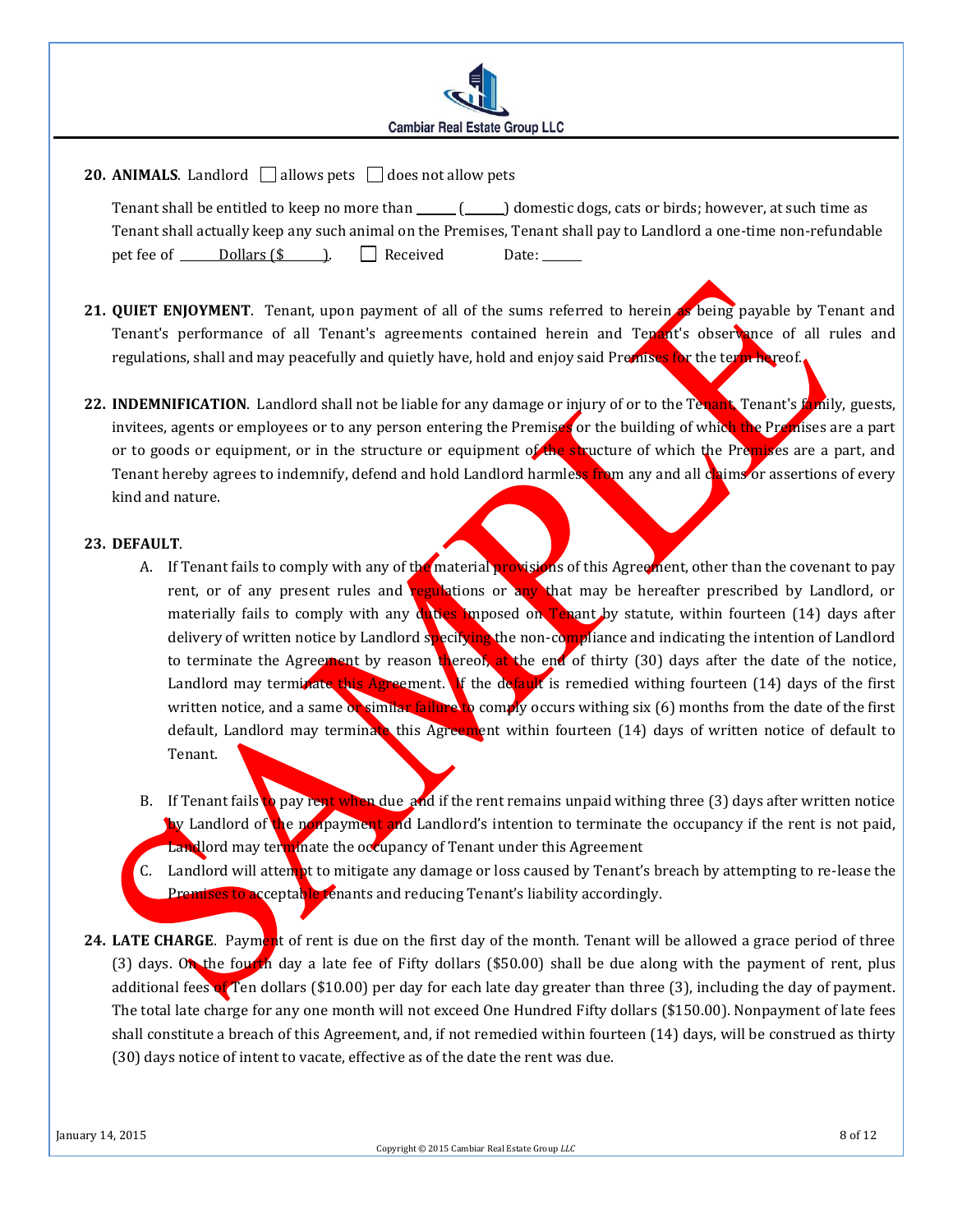**20. ANIMALS**. Landlord ☐ allows pets ☐ does not allow pets

Tenant shall be entitled to keep no more than ______ (______) domestic dogs, cats or birds; however, at such time as Tenant shall actually keep any such animal on the Premises, Tenant shall pay to Landlord a one-time non-refundable pet fee of ______ Dollars ($______). ☐ Received Date: ______

**21. QUIET ENJOYMENT**. Tenant, upon payment of all of the sums referred to herein as being payable by Tenant and Tenant's performance of all Tenant's agreements contained herein and Tenant's observance of all rules and regulations, shall and may peacefully and quietly have, hold and enjoy said Premises for the term hereof.

**22. INDEMNIFICATION**. Landlord shall not be liable for any damage or injury of or to the Tenant, Tenant's family, guests, invitees, agents or employees or to any person entering the Premises or the building of which the Premises are a part or to goods or equipment, or in the structure or equipment of the structure of which the Premises are a part, and Tenant hereby agrees to indemnify, defend and hold Landlord harmless from any and all claims or assertions of every kind and nature.

**23. DEFAULT**.

A. If Tenant fails to comply with any of the material provisions of this Agreement, other than the covenant to pay rent, or of any present rules and regulations or any that may be hereafter prescribed by Landlord, or materially fails to comply with any duties imposed on Tenant by statute, within fourteen (14) days after delivery of written notice by Landlord specifying the non-compliance and indicating the intention of Landlord to terminate the Agreement by reason thereof, at the end of thirty (30) days after the date of the notice, Landlord may terminate this Agreement. If the default is remedied withing fourteen (14) days of the first written notice, and a same or similar failure to comply occurs withing six (6) months from the date of the first default, Landlord may terminate this Agreement within fourteen (14) days of written notice of default to Tenant.

B. If Tenant fails to pay rent when due and if the rent remains unpaid withing three (3) days after written notice by Landlord of the nonpayment and Landlord's intention to terminate the occupancy if the rent is not paid, Landlord may terminate the occupancy of Tenant under this Agreement

C. Landlord will attempt to mitigate any damage or loss caused by Tenant's breach by attempting to re-lease the Premises to acceptable tenants and reducing Tenant's liability accordingly.

**24. LATE CHARGE**. Payment of rent is due on the first day of the month. Tenant will be allowed a grace period of three (3) days. On the fourth day a late fee of Fifty dollars ($50.00) shall be due along with the payment of rent, plus additional fees of Ten dollars ($10.00) per day for each late day greater than three (3), including the day of payment. The total late charge for any one month will not exceed One Hundred Fifty dollars ($150.00). Nonpayment of late fees shall constitute a breach of this Agreement, and, if not remedied within fourteen (14) days, will be construed as thirty (30) days notice of intent to vacate, effective as of the date the rent was due.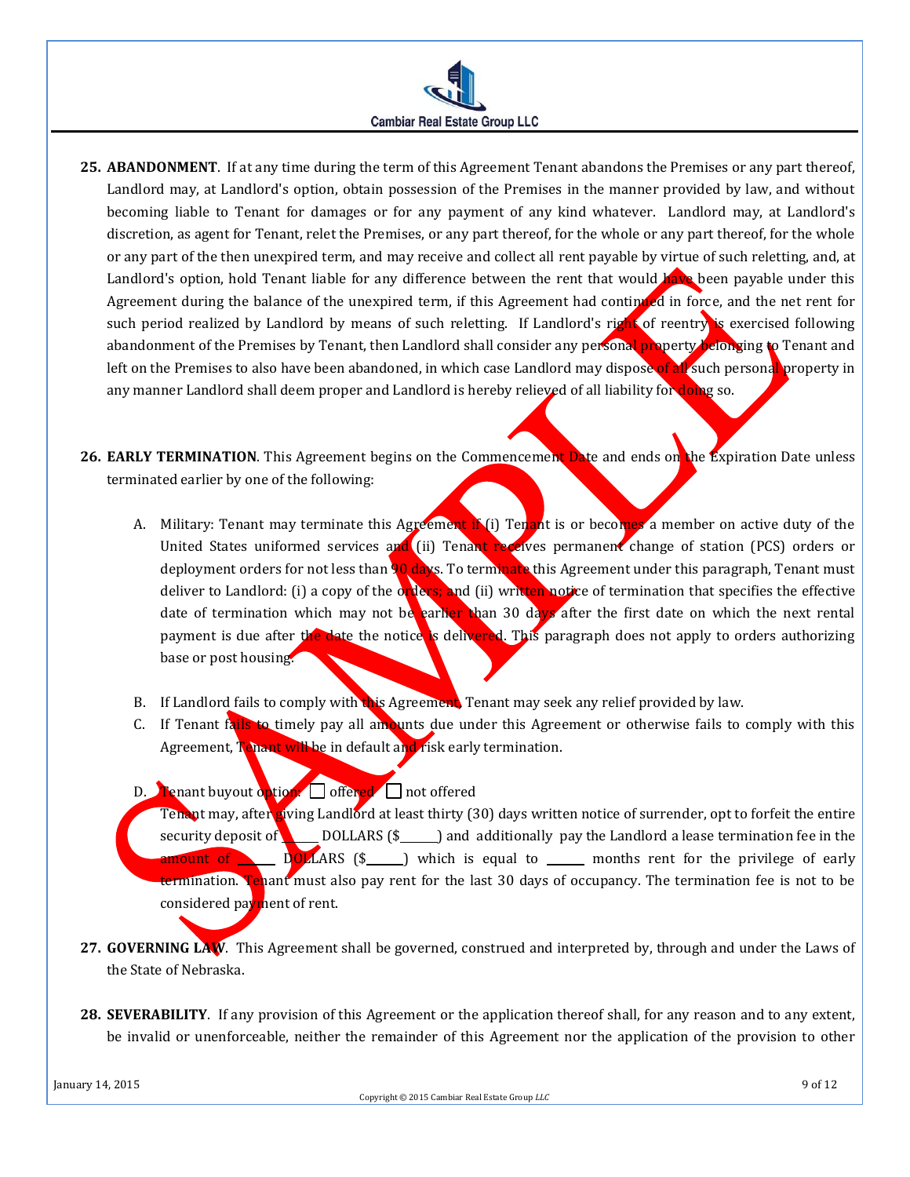**25. ABANDONMENT**. If at any time during the term of this Agreement Tenant abandons the Premises or any part thereof, Landlord may, at Landlord's option, obtain possession of the Premises in the manner provided by law, and without becoming liable to Tenant for damages or for any payment of any kind whatever. Landlord may, at Landlord's discretion, as agent for Tenant, relet the Premises, or any part thereof, for the whole or any part thereof, for the whole or any part of the then unexpired term, and may receive and collect all rent payable by virtue of such reletting, and, at Landlord's option, hold Tenant liable for any difference between the rent that would have been payable under this Agreement during the balance of the unexpired term, if this Agreement had continued in force, and the net rent for such period realized by Landlord by means of such reletting. If Landlord's right of reentry is exercised following abandonment of the Premises by Tenant, then Landlord shall consider any personal property belonging to Tenant and left on the Premises to also have been abandoned, in which case Landlord may dispose of all such personal property in any manner Landlord shall deem proper and Landlord is hereby relieved of all liability for doing so.

**26. EARLY TERMINATION**. This Agreement begins on the Commencement Date and ends on the Expiration Date unless terminated earlier by one of the following:

A. Military: Tenant may terminate this Agreement if (i) Tenant is or becomes a member on active duty of the United States uniformed services and (ii) Tenant receives permanent change of station (PCS) orders or deployment orders for not less than 90 days. To terminate this Agreement under this paragraph, Tenant must deliver to Landlord: (i) a copy of the orders; and (ii) written notice of termination that specifies the effective date of termination which may not be earlier than 30 days after the first date on which the next rental payment is due after the date the notice is delivered. This paragraph does not apply to orders authorizing base or post housing.

B. If Landlord fails to comply with this Agreement, Tenant may seek any relief provided by law.

C. If Tenant fails to timely pay all amounts due under this Agreement or otherwise fails to comply with this Agreement, Tenant will be in default and risk early termination.

D. Tenant buyout option: ☐ offered ☐ not offered
Tenant may, after giving Landlord at least thirty (30) days written notice of surrender, opt to forfeit the entire security deposit of _____ DOLLARS ($______) and additionally pay the Landlord a lease termination fee in the amount of ______ DOLLARS ($______) which is equal to ______ months rent for the privilege of early termination. Tenant must also pay rent for the last 30 days of occupancy. The termination fee is not to be considered payment of rent.

**27. GOVERNING LAW**. This Agreement shall be governed, construed and interpreted by, through and under the Laws of the State of Nebraska.

**28. SEVERABILITY**. If any provision of this Agreement or the application thereof shall, for any reason and to any extent, be invalid or unenforceable, neither the remainder of this Agreement nor the application of the provision to other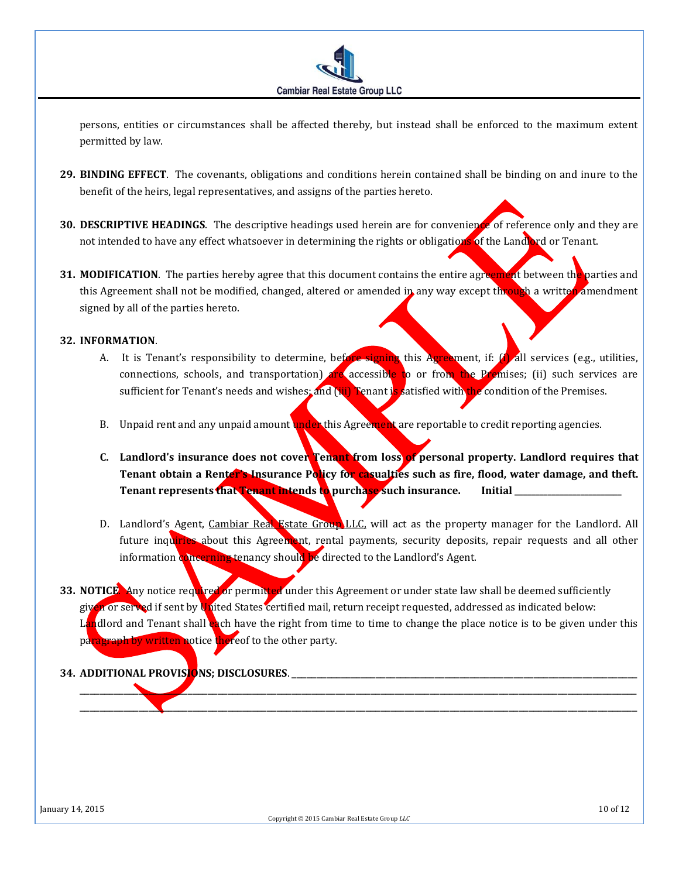persons, entities or circumstances shall be affected thereby, but instead shall be enforced to the maximum extent permitted by law.

29. **BINDING EFFECT**. The covenants, obligations and conditions herein contained shall be binding on and inure to the benefit of the heirs, legal representatives, and assigns of the parties hereto.

30. **DESCRIPTIVE HEADINGS**. The descriptive headings used herein are for convenience of reference only and they are not intended to have any effect whatsoever in determining the rights or obligations of the Landlord or Tenant.

31. **MODIFICATION**. The parties hereby agree that this document contains the entire agreement between the parties and this Agreement shall not be modified, changed, altered or amended in any way except through a written amendment signed by all of the parties hereto.

32. **INFORMATION**.

    A. It is Tenant's responsibility to determine, before signing this Agreement, if: (i) all services (e.g., utilities, connections, schools, and transportation) are accessible to or from the Premises; (ii) such services are sufficient for Tenant's needs and wishes; and (iii) Tenant is satisfied with the condition of the Premises.

    B. Unpaid rent and any unpaid amount under this Agreement are reportable to credit reporting agencies.

    C. **Landlord's insurance does not cover Tenant from loss of personal property. Landlord requires that Tenant obtain a Renter's Insurance Policy for casualties such as fire, flood, water damage, and theft. Tenant represents that Tenant intends to purchase such insurance. Initial ________________________**

    D. Landlord's Agent, Cambiar Real Estate Group LLC, will act as the property manager for the Landlord. All future inquiries about this Agreement, rental payments, security deposits, repair requests and all other information concerning tenancy should be directed to the Landlord's Agent.

33. **NOTICE**. Any notice required or permitted under this Agreement or under state law shall be deemed sufficiently given or served if sent by United States certified mail, return receipt requested, addressed as indicated below: Landlord and Tenant shall each have the right from time to time to change the place notice is to be given under this paragraph by written notice thereof to the other party.

34. **ADDITIONAL PROVISIONS; DISCLOSURES**. ____________________________________________________________________________
________________________________________________________________________________________________________
________________________________________________________________________________________________________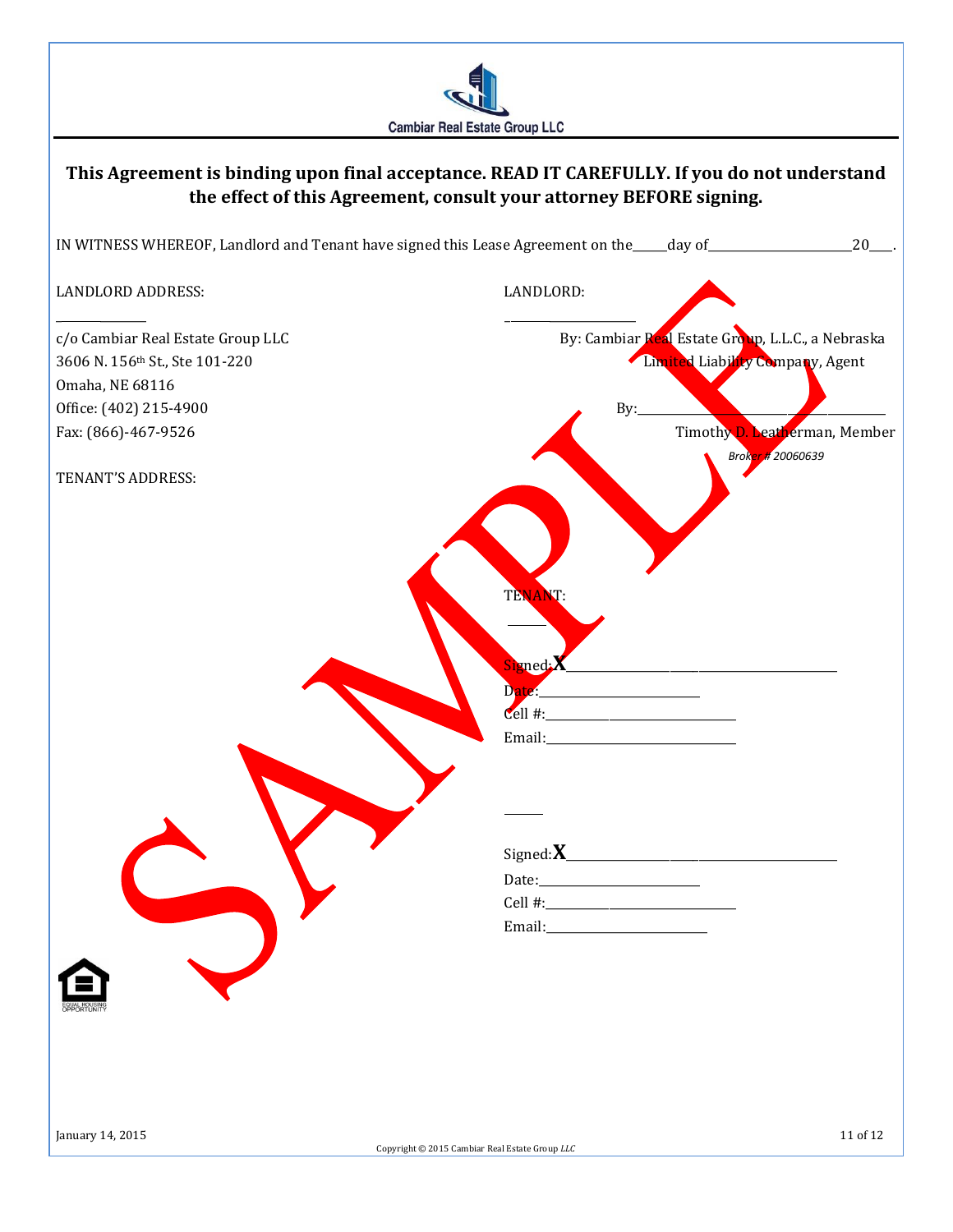Cambiar Real Estate Group LLC

**This Agreement is binding upon final acceptance. READ IT CAREFULLY. If you do not understand the effect of this Agreement, consult your attorney BEFORE signing.**

IN WITNESS WHEREOF, Landlord and Tenant have signed this Lease Agreement on the_____day of_____________________20___.

LANDLORD ADDRESS:

______________

c/o Cambiar Real Estate Group LLC
3606 N. 156th St., Ste 101-220
Omaha, NE 68116
Office: (402) 215-4900
Fax: (866)-467-9526

LANDLORD:

____________________

By: Cambiar Real Estate Group, L.L.C., a Nebraska Limited Liability Company, Agent

By:_________________________________________

Timothy D. Leatherman, Member
*Broker # 20060639*

TENANT'S ADDRESS:

TENANT:

______

Signed:**X**_________________________________________
Date:__________________________
Cell #:______________________________
Email:______________________________

______

Signed:**X**_________________________________________
Date:__________________________
Cell #:______________________________
Email:__________________________

SAMPLE

EQUAL HOUSING OPPORTUNITY

January 14, 2015

Copyright © 2015 Cambiar Real Estate Group *LLC*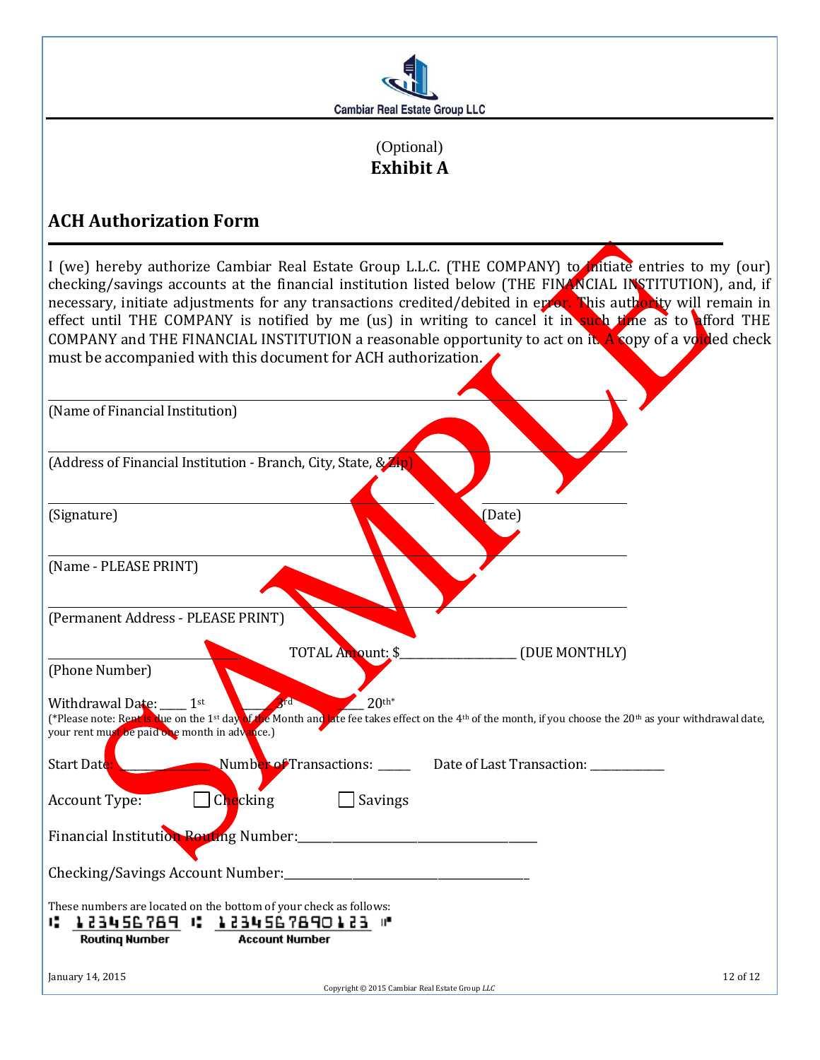Cambiar Real Estate Group LLC

(Optional)
**Exhibit A**

## ACH Authorization Form

I (we) hereby authorize Cambiar Real Estate Group L.L.C. (THE COMPANY) to initiate entries to my (our) checking/savings accounts at the financial institution listed below (THE FINANCIAL INSTITUTION), and, if necessary, initiate adjustments for any transactions credited/debited in error. This authority will remain in effect until THE COMPANY is notified by me (us) in writing to cancel it in such time as to afford THE COMPANY and THE FINANCIAL INSTITUTION a reasonable opportunity to act on it. A copy of a voided check must be accompanied with this document for ACH authorization.

SAMPLE

\_\_\_\_\_\_\_\_\_\_\_\_\_\_\_\_\_\_\_\_\_\_\_\_\_\_\_\_\_\_\_\_\_\_\_\_\_\_\_\_\_\_\_\_\_\_\_\_
(Name of Financial Institution)

\_\_\_\_\_\_\_\_\_\_\_\_\_\_\_\_\_\_\_\_\_\_\_\_\_\_\_\_\_\_\_\_\_\_\_\_\_\_\_\_\_\_\_\_\_\_\_\_
(Address of Financial Institution - Branch, City, State, & Zip)

\_\_\_\_\_\_\_\_\_\_\_\_\_\_\_\_\_\_\_\_\_\_\_\_\_\_\_\_\_\_\_\_\_\_\_\_ \_\_\_\_\_\_\_\_\_\_\_\_
(Signature) (Date)

\_\_\_\_\_\_\_\_\_\_\_\_\_\_\_\_\_\_\_\_\_\_\_\_\_\_\_\_\_\_\_\_\_\_\_\_\_\_\_\_\_\_\_\_\_\_\_\_
(Name - PLEASE PRINT)

\_\_\_\_\_\_\_\_\_\_\_\_\_\_\_\_\_\_\_\_\_\_\_\_\_\_\_\_\_\_\_\_\_\_\_\_\_\_\_\_\_\_\_\_\_\_\_\_
(Permanent Address - PLEASE PRINT)

\_\_\_\_\_\_\_\_\_\_\_\_\_\_\_\_\_\_\_\_ TOTAL Amount: $\_\_\_\_\_\_\_\_\_\_\_\_\_\_\_\_\_\_\_ (DUE MONTHLY)
(Phone Number)

Withdrawal Date: \_\_\_\_ 1st \_\_\_\_\_\_\_ 3rd \_\_\_\_\_\_\_ 20th*
(*Please note: Rent is due on the 1st day of the Month and late fee takes effect on the 4th of the month, if you choose the 20th as your withdrawal date, your rent must be paid one month in advance.)

Start Date: \_\_\_\_\_\_\_\_\_\_\_\_\_\_ Number of Transactions: \_\_\_\_\_ Date of Last Transaction: \_\_\_\_\_\_\_\_\_\_\_\_

Account Type: ☐ Checking ☐ Savings

Financial Institution Routing Number:\_\_\_\_\_\_\_\_\_\_\_\_\_\_\_\_\_\_\_\_\_\_\_\_\_\_\_\_\_\_\_\_\_\_\_\_\_\_

Checking/Savings Account Number:\_\_\_\_\_\_\_\_\_\_\_\_\_\_\_\_\_\_\_\_\_\_\_\_\_\_\_\_\_\_\_\_\_\_\_\_\_\_

These numbers are located on the bottom of your check as follows:

⑆ 123456789 ⑆ 1234567890123 ⑈
Routing Number Account Number

January 14, 2015

Copyright © 2015 Cambiar Real Estate Group *LLC*